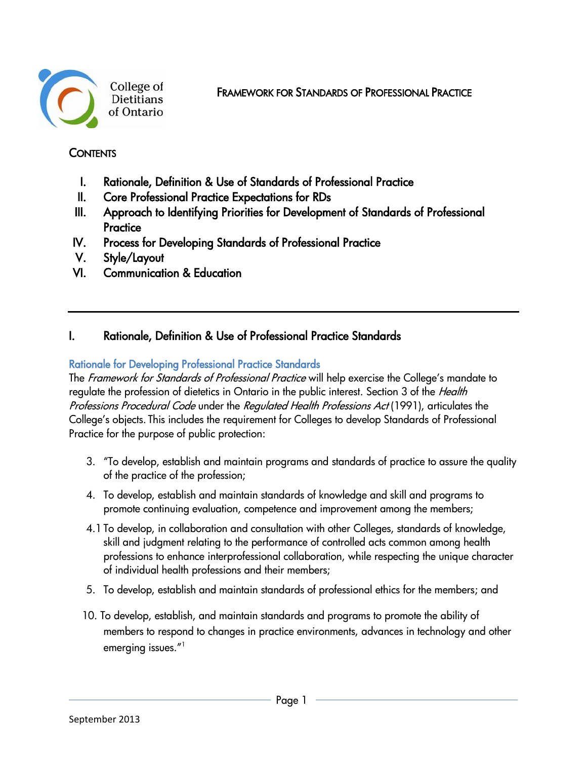College of Dietitians of Ontario

# Framework for Standards of Professional Practice

## Contents

I. Rationale, Definition & Use of Standards of Professional Practice
II. Core Professional Practice Expectations for RDs
III. Approach to Identifying Priorities for Development of Standards of Professional Practice
IV. Process for Developing Standards of Professional Practice
V. Style/Layout
VI. Communication & Education

---

## I. Rationale, Definition & Use of Professional Practice Standards

### Rationale for Developing Professional Practice Standards

The *Framework for Standards of Professional Practice* will help exercise the College's mandate to regulate the profession of dietetics in Ontario in the public interest. Section 3 of the *Health Professions Procedural Code* under the *Regulated Health Professions Act* (1991), articulates the College's objects. This includes the requirement for Colleges to develop Standards of Professional Practice for the purpose of public protection:

3. "To develop, establish and maintain programs and standards of practice to assure the quality of the practice of the profession;

4. To develop, establish and maintain standards of knowledge and skill and programs to promote continuing evaluation, competence and improvement among the members;

4.1 To develop, in collaboration and consultation with other Colleges, standards of knowledge, skill and judgment relating to the performance of controlled acts common among health professions to enhance interprofessional collaboration, while respecting the unique character of individual health professions and their members;

5. To develop, establish and maintain standards of professional ethics for the members; and

10. To develop, establish, and maintain standards and programs to promote the ability of members to respond to changes in practice environments, advances in technology and other emerging issues."[1]

September 2013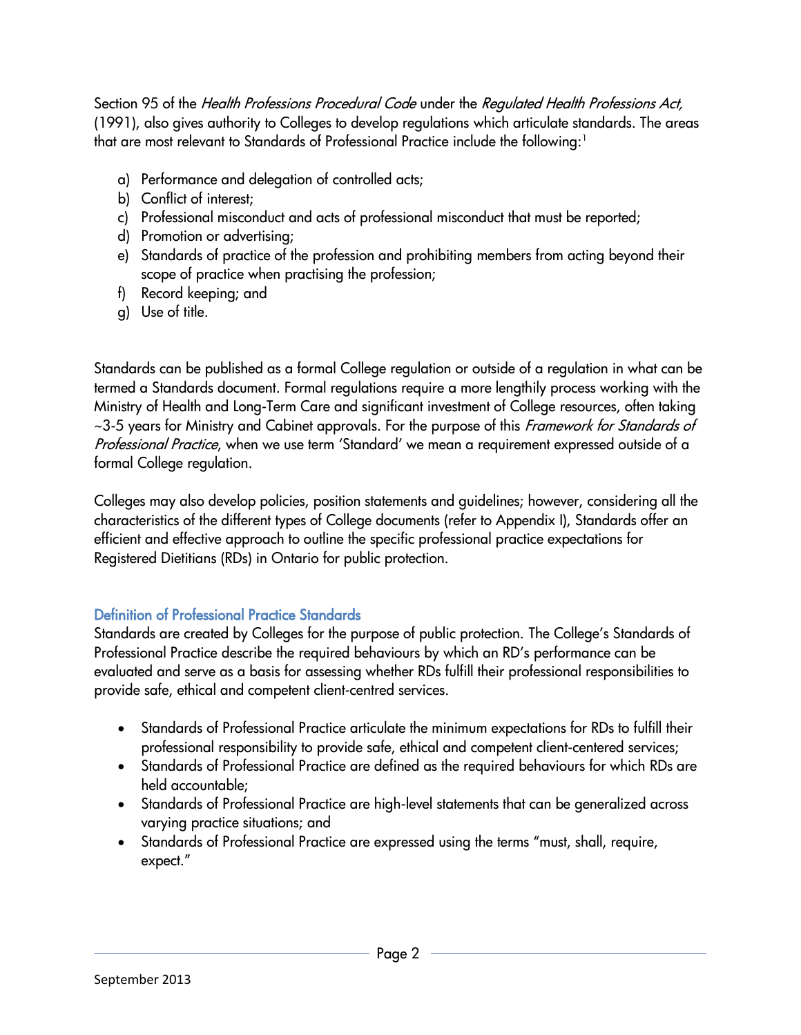Section 95 of the *Health Professions Procedural Code* under the *Regulated Health Professions Act,* (1991), also gives authority to Colleges to develop regulations which articulate standards. The areas that are most relevant to Standards of Professional Practice include the following:[1]

a) Performance and delegation of controlled acts;
b) Conflict of interest;
c) Professional misconduct and acts of professional misconduct that must be reported;
d) Promotion or advertising;
e) Standards of practice of the profession and prohibiting members from acting beyond their scope of practice when practising the profession;
f) Record keeping; and
g) Use of title.

Standards can be published as a formal College regulation or outside of a regulation in what can be termed a Standards document. Formal regulations require a more lengthily process working with the Ministry of Health and Long-Term Care and significant investment of College resources, often taking ~3-5 years for Ministry and Cabinet approvals. For the purpose of this *Framework for Standards of Professional Practice*, when we use term 'Standard' we mean a requirement expressed outside of a formal College regulation.

Colleges may also develop policies, position statements and guidelines; however, considering all the characteristics of the different types of College documents (refer to Appendix I), Standards offer an efficient and effective approach to outline the specific professional practice expectations for Registered Dietitians (RDs) in Ontario for public protection.

## Definition of Professional Practice Standards

Standards are created by Colleges for the purpose of public protection. The College's Standards of Professional Practice describe the required behaviours by which an RD's performance can be evaluated and serve as a basis for assessing whether RDs fulfill their professional responsibilities to provide safe, ethical and competent client-centred services.

- Standards of Professional Practice articulate the minimum expectations for RDs to fulfill their professional responsibility to provide safe, ethical and competent client-centered services;
- Standards of Professional Practice are defined as the required behaviours for which RDs are held accountable;
- Standards of Professional Practice are high-level statements that can be generalized across varying practice situations; and
- Standards of Professional Practice are expressed using the terms "must, shall, require, expect."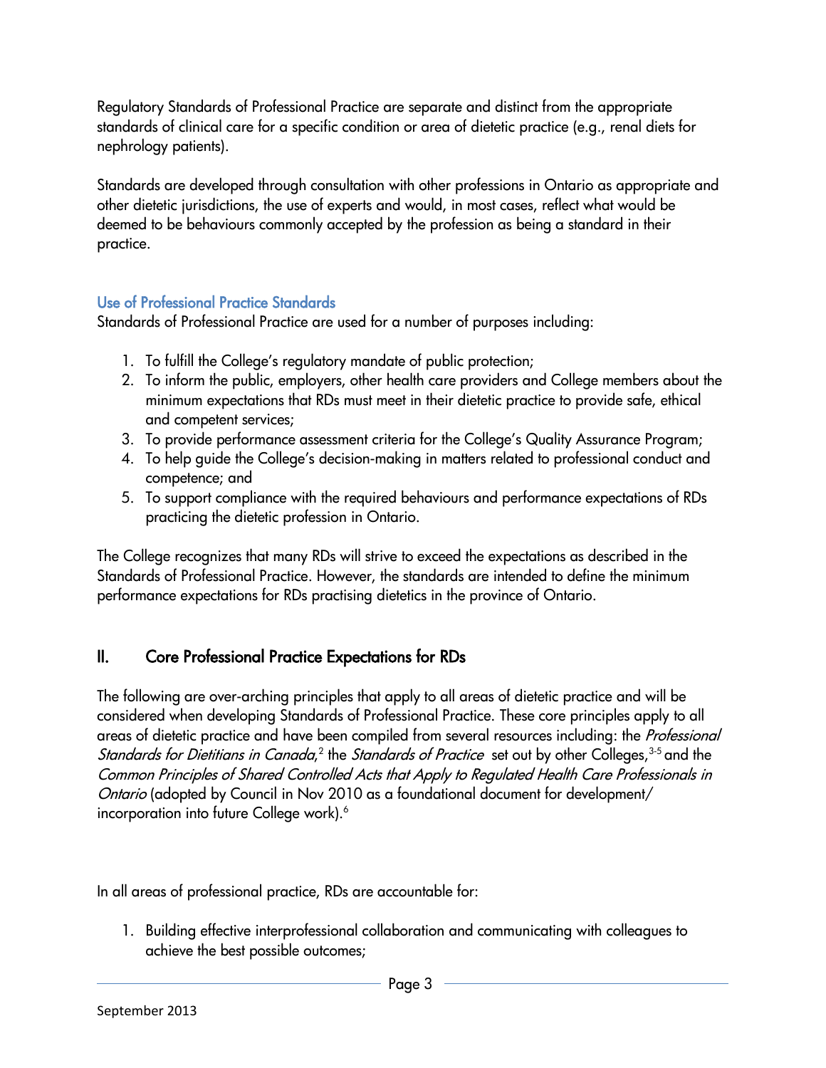Regulatory Standards of Professional Practice are separate and distinct from the appropriate standards of clinical care for a specific condition or area of dietetic practice (e.g., renal diets for nephrology patients).

Standards are developed through consultation with other professions in Ontario as appropriate and other dietetic jurisdictions, the use of experts and would, in most cases, reflect what would be deemed to be behaviours commonly accepted by the profession as being a standard in their practice.

### Use of Professional Practice Standards

Standards of Professional Practice are used for a number of purposes including:

1. To fulfill the College's regulatory mandate of public protection;
2. To inform the public, employers, other health care providers and College members about the minimum expectations that RDs must meet in their dietetic practice to provide safe, ethical and competent services;
3. To provide performance assessment criteria for the College's Quality Assurance Program;
4. To help guide the College's decision-making in matters related to professional conduct and competence; and
5. To support compliance with the required behaviours and performance expectations of RDs practicing the dietetic profession in Ontario.

The College recognizes that many RDs will strive to exceed the expectations as described in the Standards of Professional Practice. However, the standards are intended to define the minimum performance expectations for RDs practising dietetics in the province of Ontario.

## II. Core Professional Practice Expectations for RDs

The following are over-arching principles that apply to all areas of dietetic practice and will be considered when developing Standards of Professional Practice. These core principles apply to all areas of dietetic practice and have been compiled from several resources including: the *Professional Standards for Dietitians in Canada*,[2] the *Standards of Practice* set out by other Colleges,[3-5] and the *Common Principles of Shared Controlled Acts that Apply to Regulated Health Care Professionals in Ontario* (adopted by Council in Nov 2010 as a foundational document for development/ incorporation into future College work).[6]

In all areas of professional practice, RDs are accountable for:

1. Building effective interprofessional collaboration and communicating with colleagues to achieve the best possible outcomes;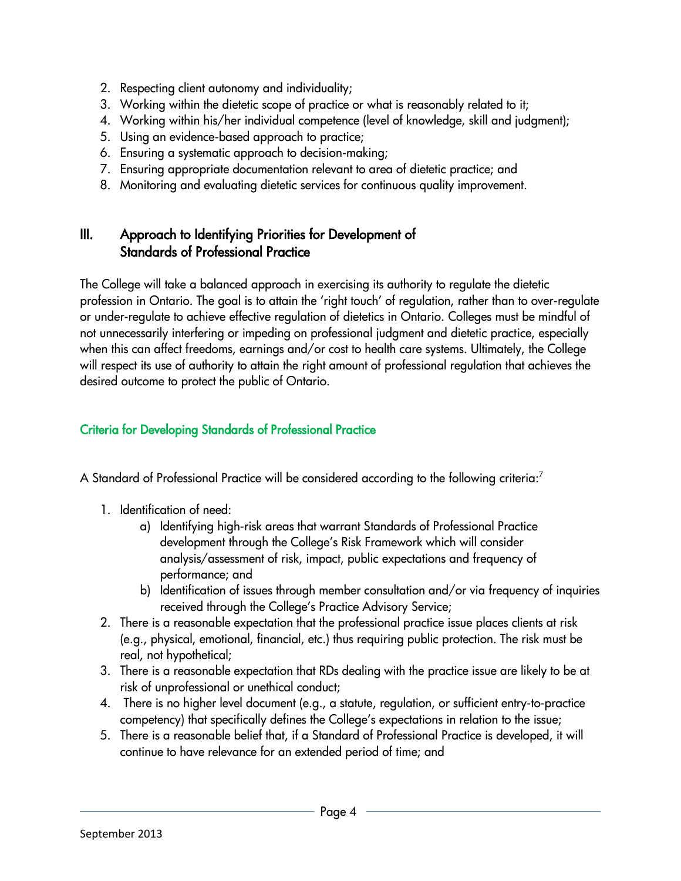2. Respecting client autonomy and individuality;
3. Working within the dietetic scope of practice or what is reasonably related to it;
4. Working within his/her individual competence (level of knowledge, skill and judgment);
5. Using an evidence-based approach to practice;
6. Ensuring a systematic approach to decision-making;
7. Ensuring appropriate documentation relevant to area of dietetic practice; and
8. Monitoring and evaluating dietetic services for continuous quality improvement.

## III. Approach to Identifying Priorities for Development of Standards of Professional Practice

The College will take a balanced approach in exercising its authority to regulate the dietetic profession in Ontario. The goal is to attain the 'right touch' of regulation, rather than to over-regulate or under-regulate to achieve effective regulation of dietetics in Ontario. Colleges must be mindful of not unnecessarily interfering or impeding on professional judgment and dietetic practice, especially when this can affect freedoms, earnings and/or cost to health care systems. Ultimately, the College will respect its use of authority to attain the right amount of professional regulation that achieves the desired outcome to protect the public of Ontario.

### Criteria for Developing Standards of Professional Practice

A Standard of Professional Practice will be considered according to the following criteria:[7]

1. Identification of need:
    a) Identifying high-risk areas that warrant Standards of Professional Practice development through the College's Risk Framework which will consider analysis/assessment of risk, impact, public expectations and frequency of performance; and
    b) Identification of issues through member consultation and/or via frequency of inquiries received through the College's Practice Advisory Service;
2. There is a reasonable expectation that the professional practice issue places clients at risk (e.g., physical, emotional, financial, etc.) thus requiring public protection. The risk must be real, not hypothetical;
3. There is a reasonable expectation that RDs dealing with the practice issue are likely to be at risk of unprofessional or unethical conduct;
4. There is no higher level document (e.g., a statute, regulation, or sufficient entry-to-practice competency) that specifically defines the College's expectations in relation to the issue;
5. There is a reasonable belief that, if a Standard of Professional Practice is developed, it will continue to have relevance for an extended period of time; and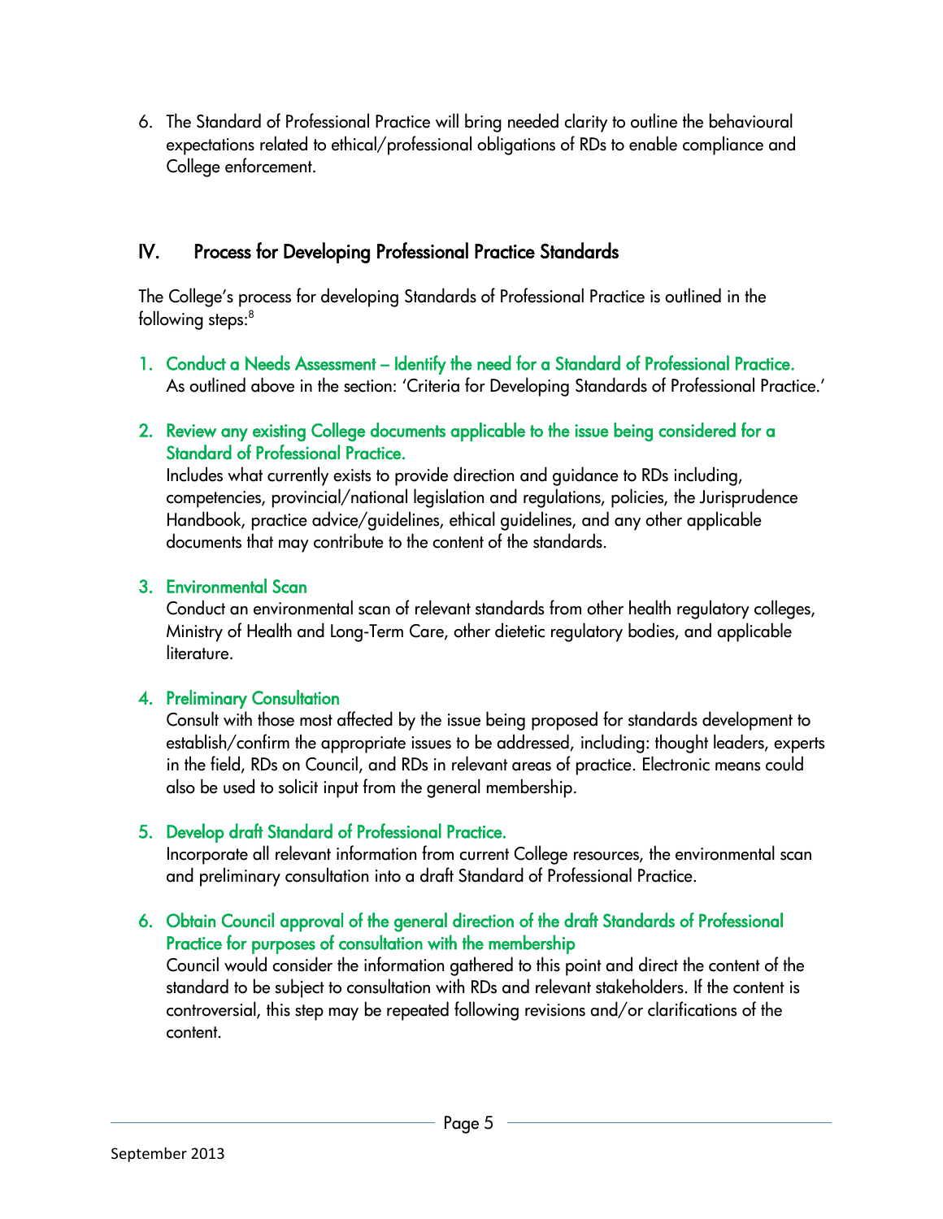6. The Standard of Professional Practice will bring needed clarity to outline the behavioural expectations related to ethical/professional obligations of RDs to enable compliance and College enforcement.

## IV. Process for Developing Professional Practice Standards

The College's process for developing Standards of Professional Practice is outlined in the following steps:[8]

1. **Conduct a Needs Assessment – Identify the need for a Standard of Professional Practice.**
   As outlined above in the section: 'Criteria for Developing Standards of Professional Practice.'

2. **Review any existing College documents applicable to the issue being considered for a Standard of Professional Practice.**
   Includes what currently exists to provide direction and guidance to RDs including, competencies, provincial/national legislation and regulations, policies, the Jurisprudence Handbook, practice advice/guidelines, ethical guidelines, and any other applicable documents that may contribute to the content of the standards.

3. **Environmental Scan**
   Conduct an environmental scan of relevant standards from other health regulatory colleges, Ministry of Health and Long-Term Care, other dietetic regulatory bodies, and applicable literature.

4. **Preliminary Consultation**
   Consult with those most affected by the issue being proposed for standards development to establish/confirm the appropriate issues to be addressed, including: thought leaders, experts in the field, RDs on Council, and RDs in relevant areas of practice. Electronic means could also be used to solicit input from the general membership.

5. **Develop draft Standard of Professional Practice.**
   Incorporate all relevant information from current College resources, the environmental scan and preliminary consultation into a draft Standard of Professional Practice.

6. **Obtain Council approval of the general direction of the draft Standards of Professional Practice for purposes of consultation with the membership**
   Council would consider the information gathered to this point and direct the content of the standard to be subject to consultation with RDs and relevant stakeholders. If the content is controversial, this step may be repeated following revisions and/or clarifications of the content.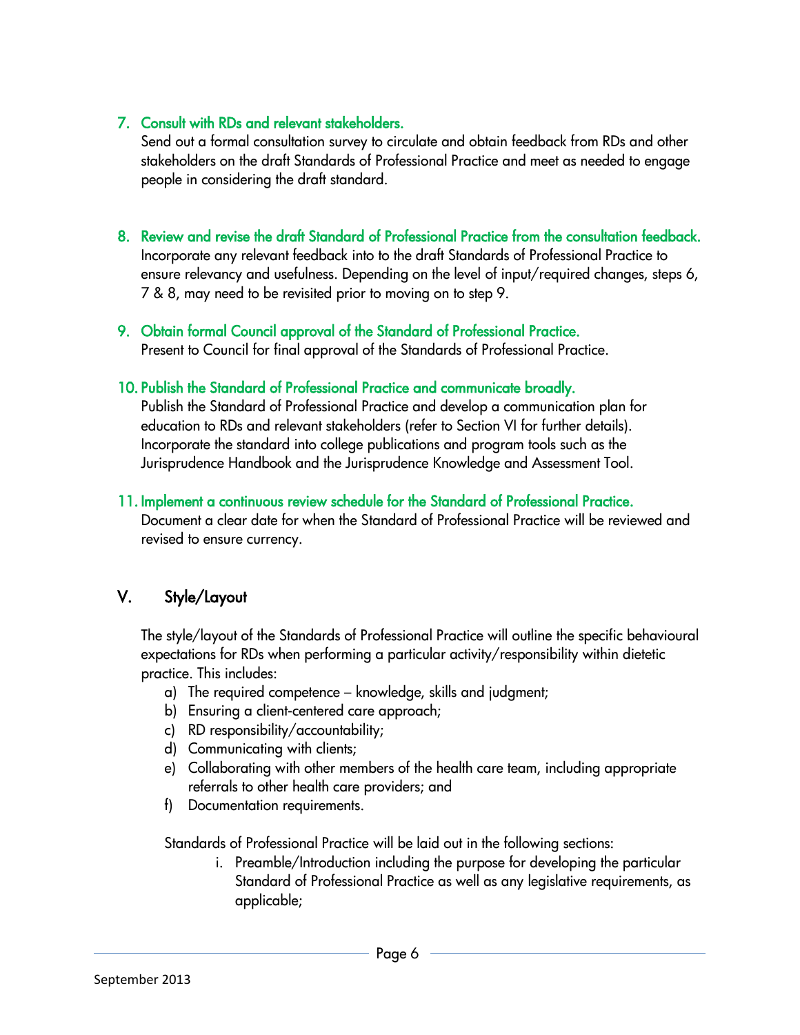7. **Consult with RDs and relevant stakeholders.**
   Send out a formal consultation survey to circulate and obtain feedback from RDs and other stakeholders on the draft Standards of Professional Practice and meet as needed to engage people in considering the draft standard.

8. **Review and revise the draft Standard of Professional Practice from the consultation feedback.**
   Incorporate any relevant feedback into to the draft Standards of Professional Practice to ensure relevancy and usefulness. Depending on the level of input/required changes, steps 6, 7 & 8, may need to be revisited prior to moving on to step 9.

9. **Obtain formal Council approval of the Standard of Professional Practice.**
   Present to Council for final approval of the Standards of Professional Practice.

10. **Publish the Standard of Professional Practice and communicate broadly.**
    Publish the Standard of Professional Practice and develop a communication plan for education to RDs and relevant stakeholders (refer to Section VI for further details). Incorporate the standard into college publications and program tools such as the Jurisprudence Handbook and the Jurisprudence Knowledge and Assessment Tool.

11. **Implement a continuous review schedule for the Standard of Professional Practice.**
    Document a clear date for when the Standard of Professional Practice will be reviewed and revised to ensure currency.

## V. Style/Layout

The style/layout of the Standards of Professional Practice will outline the specific behavioural expectations for RDs when performing a particular activity/responsibility within dietetic practice. This includes:

a) The required competence – knowledge, skills and judgment;
b) Ensuring a client-centered care approach;
c) RD responsibility/accountability;
d) Communicating with clients;
e) Collaborating with other members of the health care team, including appropriate referrals to other health care providers; and
f) Documentation requirements.

Standards of Professional Practice will be laid out in the following sections:

i. Preamble/Introduction including the purpose for developing the particular Standard of Professional Practice as well as any legislative requirements, as applicable;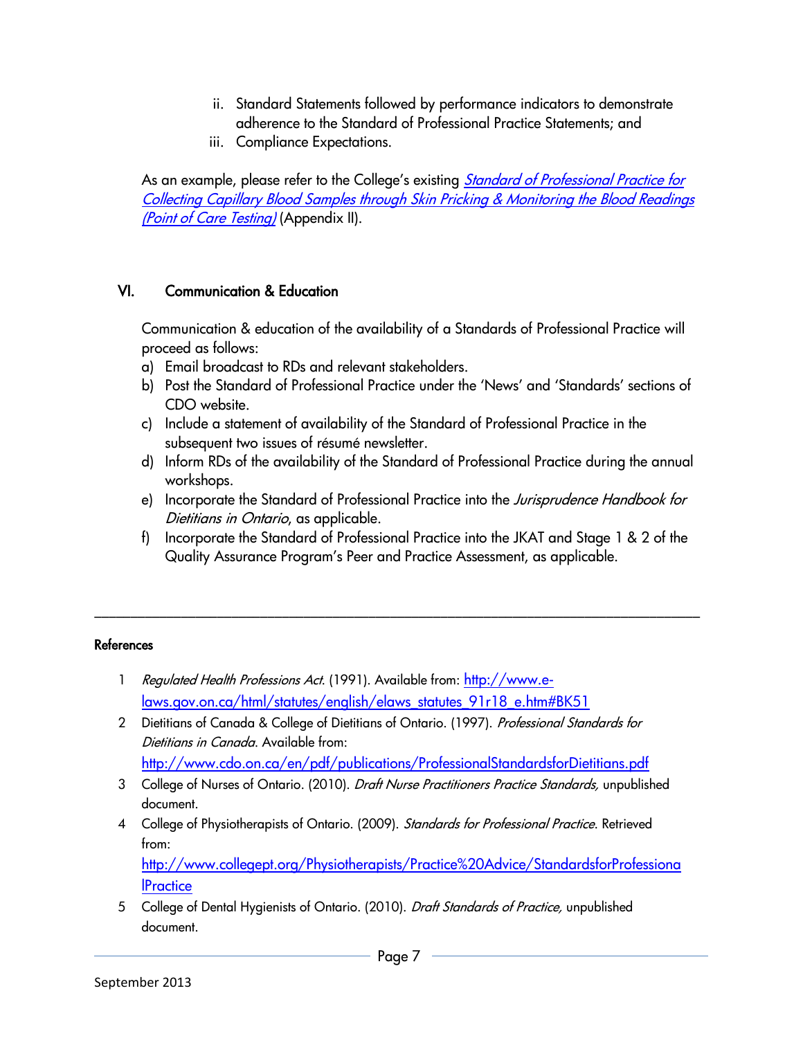ii. Standard Statements followed by performance indicators to demonstrate adherence to the Standard of Professional Practice Statements; and
iii. Compliance Expectations.

As an example, please refer to the College's existing [*Standard of Professional Practice for Collecting Capillary Blood Samples through Skin Pricking & Monitoring the Blood Readings (Point of Care Testing)*]() (Appendix II).

## VI. Communication & Education

Communication & education of the availability of a Standards of Professional Practice will proceed as follows:

a) Email broadcast to RDs and relevant stakeholders.
b) Post the Standard of Professional Practice under the 'News' and 'Standards' sections of CDO website.
c) Include a statement of availability of the Standard of Professional Practice in the subsequent two issues of résumé newsletter.
d) Inform RDs of the availability of the Standard of Professional Practice during the annual workshops.
e) Incorporate the Standard of Professional Practice into the *Jurisprudence Handbook for Dietitians in Ontario*, as applicable.
f) Incorporate the Standard of Professional Practice into the JKAT and Stage 1 & 2 of the Quality Assurance Program's Peer and Practice Assessment, as applicable.

---

**References**

1. *Regulated Health Professions Act*. (1991). Available from: http://www.e-laws.gov.on.ca/html/statutes/english/elaws_statutes_91r18_e.htm#BK51
2. Dietitians of Canada & College of Dietitians of Ontario. (1997). *Professional Standards for Dietitians in Canada*. Available from: http://www.cdo.on.ca/en/pdf/publications/ProfessionalStandardsforDietitians.pdf
3. College of Nurses of Ontario. (2010). *Draft Nurse Practitioners Practice Standards,* unpublished document.
4. College of Physiotherapists of Ontario. (2009). *Standards for Professional Practice*. Retrieved from: http://www.collegept.org/Physiotherapists/Practice%20Advice/StandardsforProfessionalPractice
5. College of Dental Hygienists of Ontario. (2010). *Draft Standards of Practice,* unpublished document.

September 2013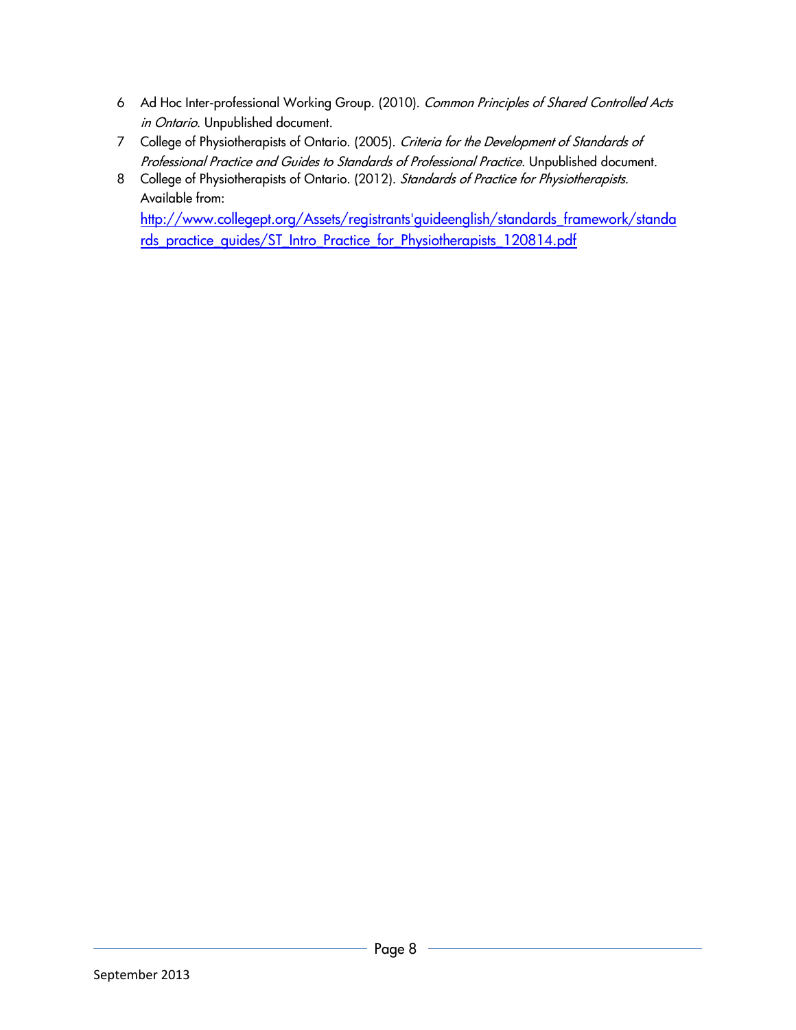6. Ad Hoc Inter-professional Working Group. (2010). *Common Principles of Shared Controlled Acts in Ontario*. Unpublished document.
7. College of Physiotherapists of Ontario. (2005). *Criteria for the Development of Standards of Professional Practice and Guides to Standards of Professional Practice*. Unpublished document.
8. College of Physiotherapists of Ontario. (2012). *Standards of Practice for Physiotherapists*. Available from: http://www.collegept.org/Assets/registrants'guideenglish/standards_framework/standards_practice_guides/ST_Intro_Practice_for_Physiotherapists_120814.pdf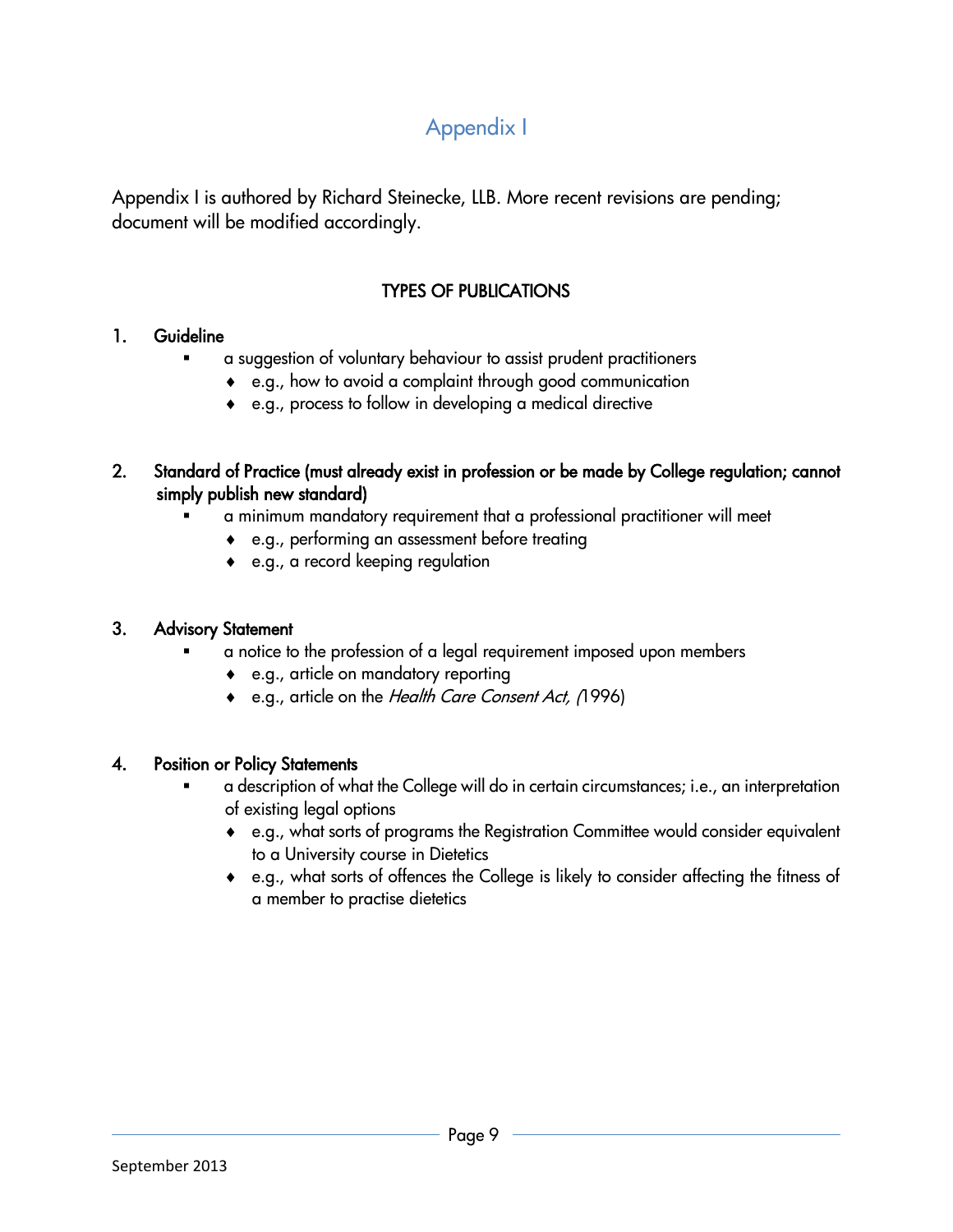# Appendix I

Appendix I is authored by Richard Steinecke, LLB. More recent revisions are pending; document will be modified accordingly.

## TYPES OF PUBLICATIONS

1. **Guideline**
   - a suggestion of voluntary behaviour to assist prudent practitioners
     - e.g., how to avoid a complaint through good communication
     - e.g., process to follow in developing a medical directive

2. **Standard of Practice (must already exist in profession or be made by College regulation; cannot simply publish new standard)**
   - a minimum mandatory requirement that a professional practitioner will meet
     - e.g., performing an assessment before treating
     - e.g., a record keeping regulation

3. **Advisory Statement**
   - a notice to the profession of a legal requirement imposed upon members
     - e.g., article on mandatory reporting
     - e.g., article on the *Health Care Consent Act, (*1996)

4. **Position or Policy Statements**
   - a description of what the College will do in certain circumstances; i.e., an interpretation of existing legal options
     - e.g., what sorts of programs the Registration Committee would consider equivalent to a University course in Dietetics
     - e.g., what sorts of offences the College is likely to consider affecting the fitness of a member to practise dietetics

September 2013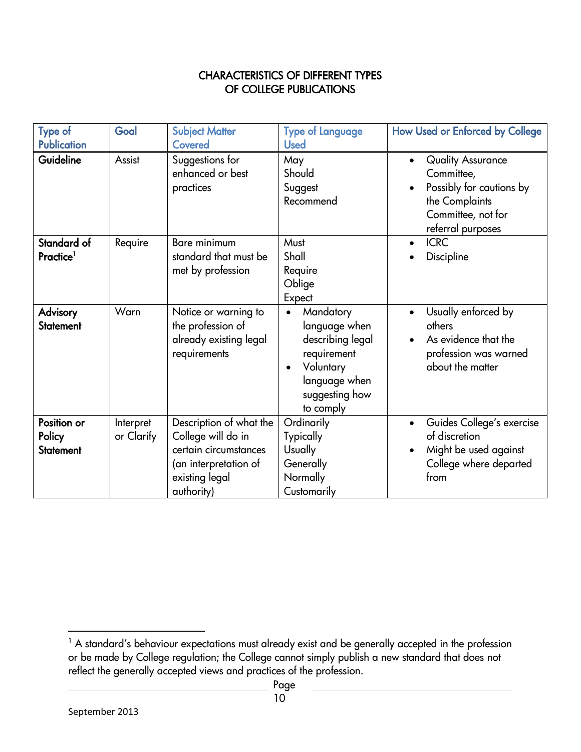## CHARACTERISTICS OF DIFFERENT TYPES OF COLLEGE PUBLICATIONS

| Type of Publication | Goal | Subject Matter Covered | Type of Language Used | How Used or Enforced by College |
|---|---|---|---|---|
| **Guideline** | Assist | Suggestions for enhanced or best practices | May<br>Should<br>Suggest<br>Recommend | • Quality Assurance Committee,<br>• Possibly for cautions by the Complaints Committee, not for referral purposes |
| **Standard of Practice**[1] | Require | Bare minimum standard that must be met by profession | Must<br>Shall<br>Require<br>Oblige<br>Expect | • ICRC<br>• Discipline |
| **Advisory Statement** | Warn | Notice or warning to the profession of already existing legal requirements | • Mandatory language when describing legal requirement<br>• Voluntary language when suggesting how to comply | • Usually enforced by others<br>• As evidence that the profession was warned about the matter |
| **Position or Policy Statement** | Interpret or Clarify | Description of what the College will do in certain circumstances (an interpretation of existing legal authority) | Ordinarily<br>Typically<br>Usually<br>Generally<br>Normally<br>Customarily | • Guides College's exercise of discretion<br>• Might be used against College where departed from |

[1] A standard's behaviour expectations must already exist and be generally accepted in the profession or be made by College regulation; the College cannot simply publish a new standard that does not reflect the generally accepted views and practices of the profession.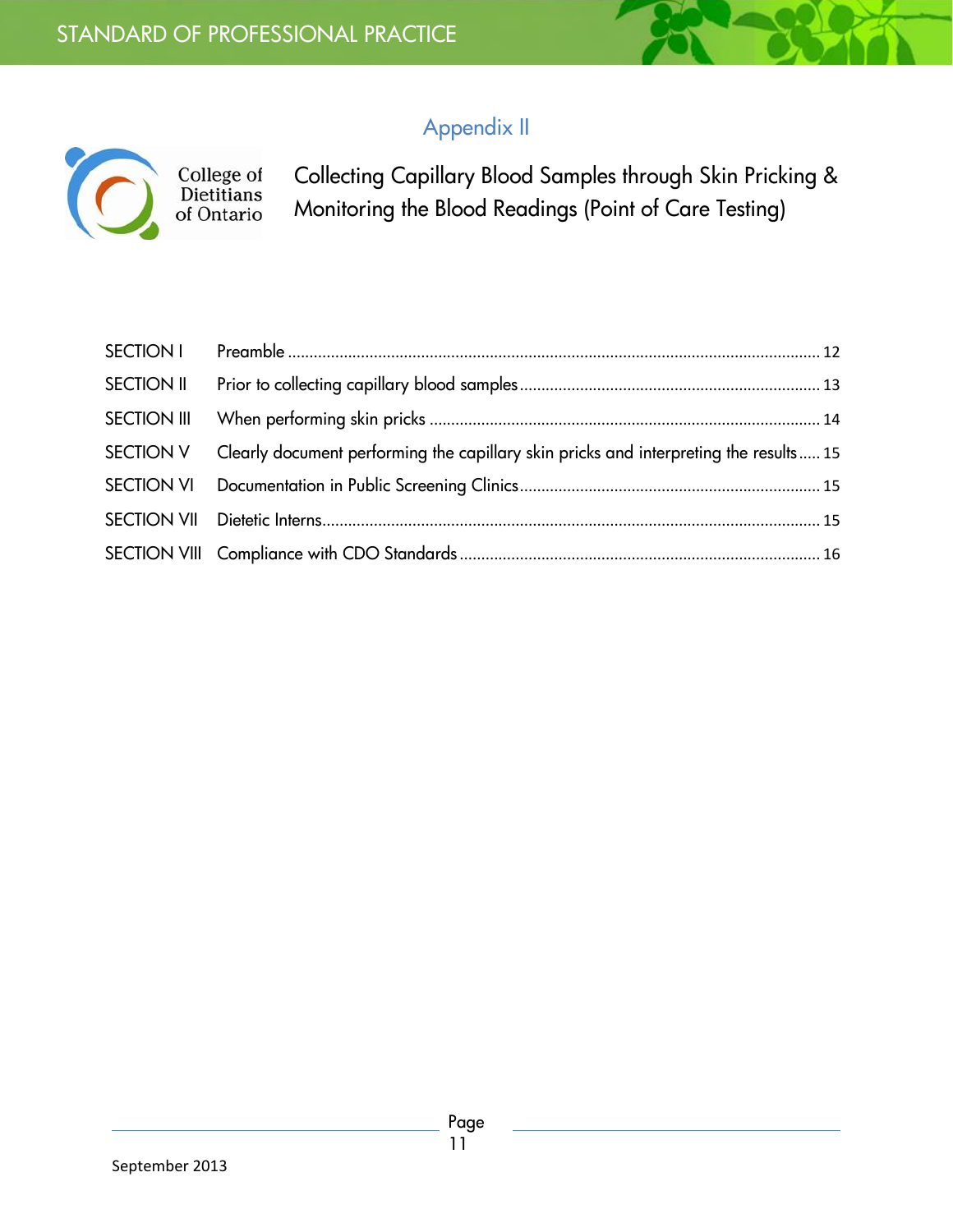# Appendix II

College of Dietitians of Ontario

## Collecting Capillary Blood Samples through Skin Pricking & Monitoring the Blood Readings (Point of Care Testing)

| | | |
|---|---|---|
| SECTION I | Preamble | 12 |
| SECTION II | Prior to collecting capillary blood samples | 13 |
| SECTION III | When performing skin pricks | 14 |
| SECTION V | Clearly document performing the capillary skin pricks and interpreting the results | 15 |
| SECTION VI | Documentation in Public Screening Clinics | 15 |
| SECTION VII | Dietetic Interns | 15 |
| SECTION VIII | Compliance with CDO Standards | 16 |

September 2013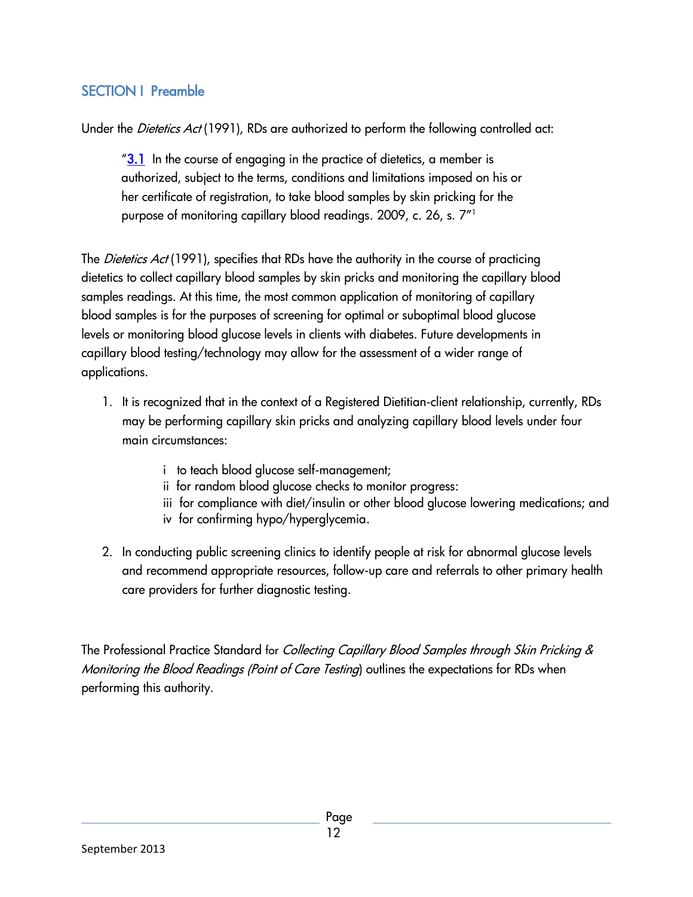## SECTION I Preamble

Under the *Dietetics Act* (1991), RDs are authorized to perform the following controlled act:

> "3.1 In the course of engaging in the practice of dietetics, a member is authorized, subject to the terms, conditions and limitations imposed on his or her certificate of registration, to take blood samples by skin pricking for the purpose of monitoring capillary blood readings. 2009, c. 26, s. 7"[1]

The *Dietetics Act* (1991), specifies that RDs have the authority in the course of practicing dietetics to collect capillary blood samples by skin pricks and monitoring the capillary blood samples readings. At this time, the most common application of monitoring of capillary blood samples is for the purposes of screening for optimal or suboptimal blood glucose levels or monitoring blood glucose levels in clients with diabetes. Future developments in capillary blood testing/technology may allow for the assessment of a wider range of applications.

1. It is recognized that in the context of a Registered Dietitian-client relationship, currently, RDs may be performing capillary skin pricks and analyzing capillary blood levels under four main circumstances:

   i to teach blood glucose self-management;
   ii for random blood glucose checks to monitor progress:
   iii for compliance with diet/insulin or other blood glucose lowering medications; and
   iv for confirming hypo/hyperglycemia.

2. In conducting public screening clinics to identify people at risk for abnormal glucose levels and recommend appropriate resources, follow-up care and referrals to other primary health care providers for further diagnostic testing.

The Professional Practice Standard for *Collecting Capillary Blood Samples through Skin Pricking & Monitoring the Blood Readings (Point of Care Testing)* outlines the expectations for RDs when performing this authority.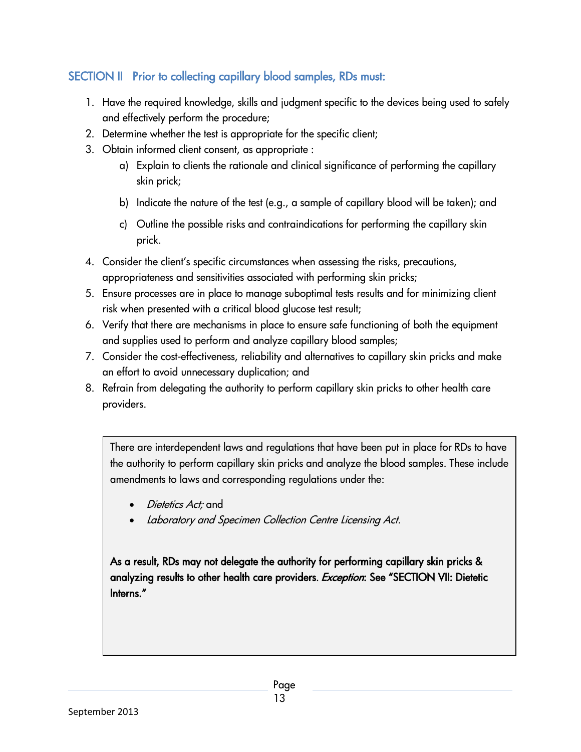## SECTION II Prior to collecting capillary blood samples, RDs must:

1. Have the required knowledge, skills and judgment specific to the devices being used to safely and effectively perform the procedure;
2. Determine whether the test is appropriate for the specific client;
3. Obtain informed client consent, as appropriate :
   a) Explain to clients the rationale and clinical significance of performing the capillary skin prick;
   b) Indicate the nature of the test (e.g., a sample of capillary blood will be taken); and
   c) Outline the possible risks and contraindications for performing the capillary skin prick.
4. Consider the client's specific circumstances when assessing the risks, precautions, appropriateness and sensitivities associated with performing skin pricks;
5. Ensure processes are in place to manage suboptimal tests results and for minimizing client risk when presented with a critical blood glucose test result;
6. Verify that there are mechanisms in place to ensure safe functioning of both the equipment and supplies used to perform and analyze capillary blood samples;
7. Consider the cost-effectiveness, reliability and alternatives to capillary skin pricks and make an effort to avoid unnecessary duplication; and
8. Refrain from delegating the authority to perform capillary skin pricks to other health care providers.

There are interdependent laws and regulations that have been put in place for RDs to have the authority to perform capillary skin pricks and analyze the blood samples. These include amendments to laws and corresponding regulations under the:

- *Dietetics Act;* and
- *Laboratory and Specimen Collection Centre Licensing Act.*

**As a result, RDs may not delegate the authority for performing capillary skin pricks & analyzing results to other health care providers. *Exception*: See "SECTION VII: Dietetic Interns."**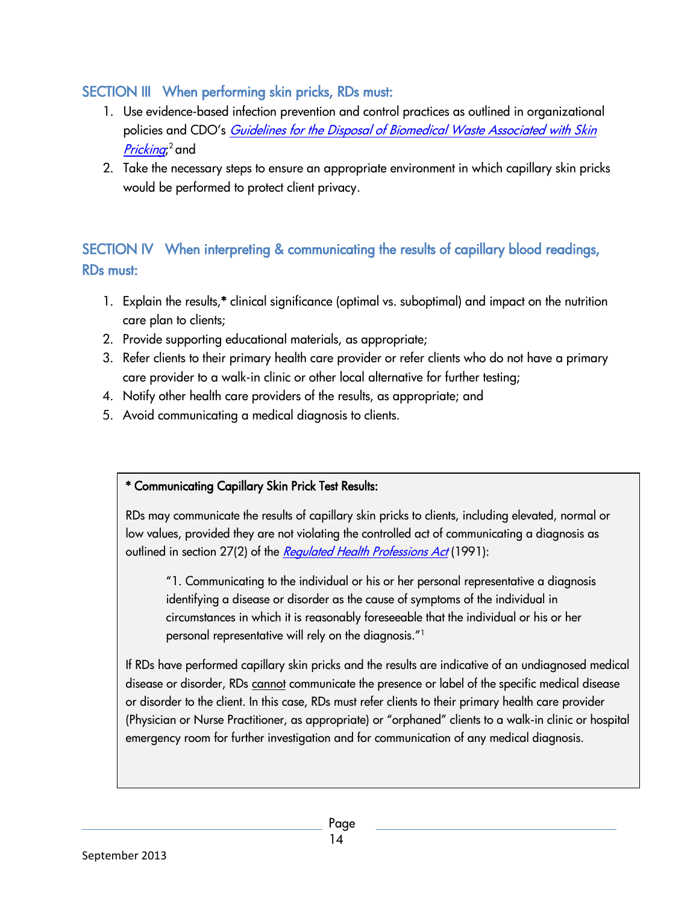## SECTION III When performing skin pricks, RDs must:

1. Use evidence-based infection prevention and control practices as outlined in organizational policies and CDO's *Guidelines for the Disposal of Biomedical Waste Associated with Skin Pricking*;[2] and
2. Take the necessary steps to ensure an appropriate environment in which capillary skin pricks would be performed to protect client privacy.

## SECTION IV When interpreting & communicating the results of capillary blood readings, RDs must:

1. Explain the results,* clinical significance (optimal vs. suboptimal) and impact on the nutrition care plan to clients;
2. Provide supporting educational materials, as appropriate;
3. Refer clients to their primary health care provider or refer clients who do not have a primary care provider to a walk-in clinic or other local alternative for further testing;
4. Notify other health care providers of the results, as appropriate; and
5. Avoid communicating a medical diagnosis to clients.

**\* Communicating Capillary Skin Prick Test Results:**

RDs may communicate the results of capillary skin pricks to clients, including elevated, normal or low values, provided they are not violating the controlled act of communicating a diagnosis as outlined in section 27(2) of the *Regulated Health Professions Act* (1991):

> "1. Communicating to the individual or his or her personal representative a diagnosis identifying a disease or disorder as the cause of symptoms of the individual in circumstances in which it is reasonably foreseeable that the individual or his or her personal representative will rely on the diagnosis."[1]

If RDs have performed capillary skin pricks and the results are indicative of an undiagnosed medical disease or disorder, RDs cannot communicate the presence or label of the specific medical disease or disorder to the client. In this case, RDs must refer clients to their primary health care provider (Physician or Nurse Practitioner, as appropriate) or "orphaned" clients to a walk-in clinic or hospital emergency room for further investigation and for communication of any medical diagnosis.

September 2013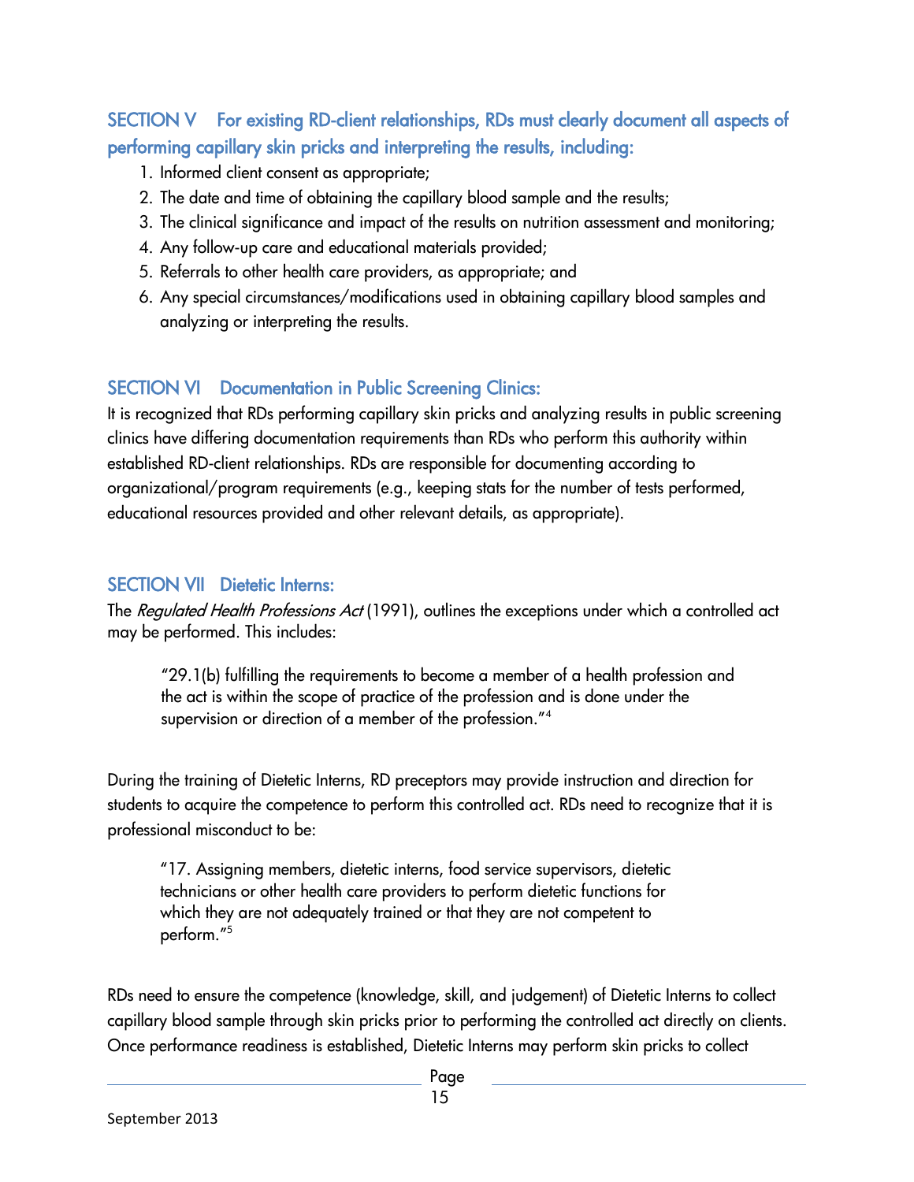## SECTION V  For existing RD-client relationships, RDs must clearly document all aspects of performing capillary skin pricks and interpreting the results, including:

1. Informed client consent as appropriate;
2. The date and time of obtaining the capillary blood sample and the results;
3. The clinical significance and impact of the results on nutrition assessment and monitoring;
4. Any follow-up care and educational materials provided;
5. Referrals to other health care providers, as appropriate; and
6. Any special circumstances/modifications used in obtaining capillary blood samples and analyzing or interpreting the results.

## SECTION VI  Documentation in Public Screening Clinics:

It is recognized that RDs performing capillary skin pricks and analyzing results in public screening clinics have differing documentation requirements than RDs who perform this authority within established RD-client relationships. RDs are responsible for documenting according to organizational/program requirements (e.g., keeping stats for the number of tests performed, educational resources provided and other relevant details, as appropriate).

## SECTION VII  Dietetic Interns:

The *Regulated Health Professions Act* (1991), outlines the exceptions under which a controlled act may be performed. This includes:

> "29.1(b) fulfilling the requirements to become a member of a health profession and the act is within the scope of practice of the profession and is done under the supervision or direction of a member of the profession."[4]

During the training of Dietetic Interns, RD preceptors may provide instruction and direction for students to acquire the competence to perform this controlled act. RDs need to recognize that it is professional misconduct to be:

> "17. Assigning members, dietetic interns, food service supervisors, dietetic technicians or other health care providers to perform dietetic functions for which they are not adequately trained or that they are not competent to perform."[5]

RDs need to ensure the competence (knowledge, skill, and judgement) of Dietetic Interns to collect capillary blood sample through skin pricks prior to performing the controlled act directly on clients. Once performance readiness is established, Dietetic Interns may perform skin pricks to collect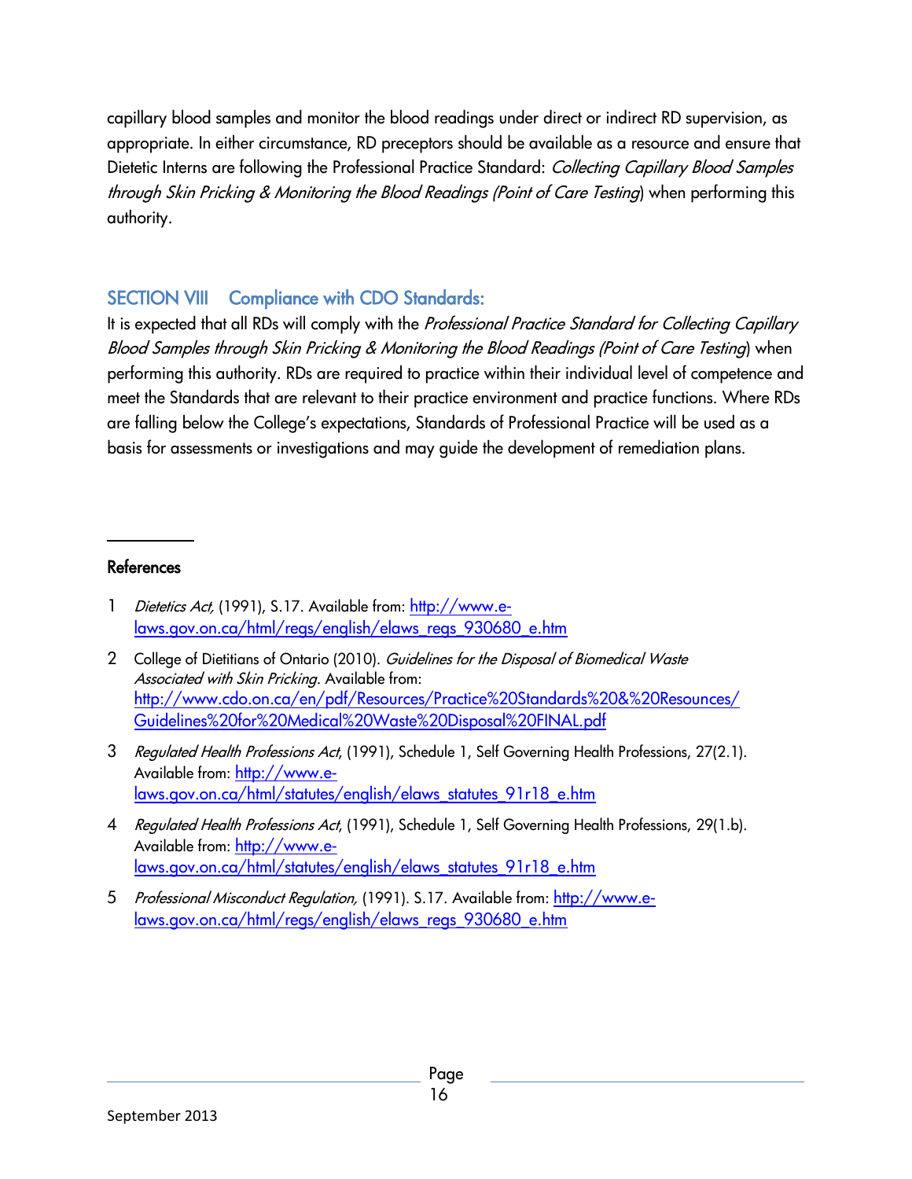capillary blood samples and monitor the blood readings under direct or indirect RD supervision, as appropriate. In either circumstance, RD preceptors should be available as a resource and ensure that Dietetic Interns are following the Professional Practice Standard: *Collecting Capillary Blood Samples through Skin Pricking & Monitoring the Blood Readings (Point of Care Testing*) when performing this authority.

## SECTION VIII Compliance with CDO Standards:

It is expected that all RDs will comply with the *Professional Practice Standard for Collecting Capillary Blood Samples through Skin Pricking & Monitoring the Blood Readings (Point of Care Testing*) when performing this authority. RDs are required to practice within their individual level of competence and meet the Standards that are relevant to their practice environment and practice functions. Where RDs are falling below the College's expectations, Standards of Professional Practice will be used as a basis for assessments or investigations and may guide the development of remediation plans.

---

**References**

1. *Dietetics Act,* (1991), S.17. Available from: http://www.e-laws.gov.on.ca/html/regs/english/elaws_regs_930680_e.htm
2. College of Dietitians of Ontario (2010). *Guidelines for the Disposal of Biomedical Waste Associated with Skin Pricking.* Available from: http://www.cdo.on.ca/en/pdf/Resources/Practice%20Standards%20&%20Resounces/Guidelines%20for%20Medical%20Waste%20Disposal%20FINAL.pdf
3. *Regulated Health Professions Act*, (1991), Schedule 1, Self Governing Health Professions, 27(2.1). Available from: http://www.e-laws.gov.on.ca/html/statutes/english/elaws_statutes_91r18_e.htm
4. *Regulated Health Professions Act*, (1991), Schedule 1, Self Governing Health Professions, 29(1.b). Available from: http://www.e-laws.gov.on.ca/html/statutes/english/elaws_statutes_91r18_e.htm
5. *Professional Misconduct Regulation,* (1991). S.17. Available from: http://www.e-laws.gov.on.ca/html/regs/english/elaws_regs_930680_e.htm